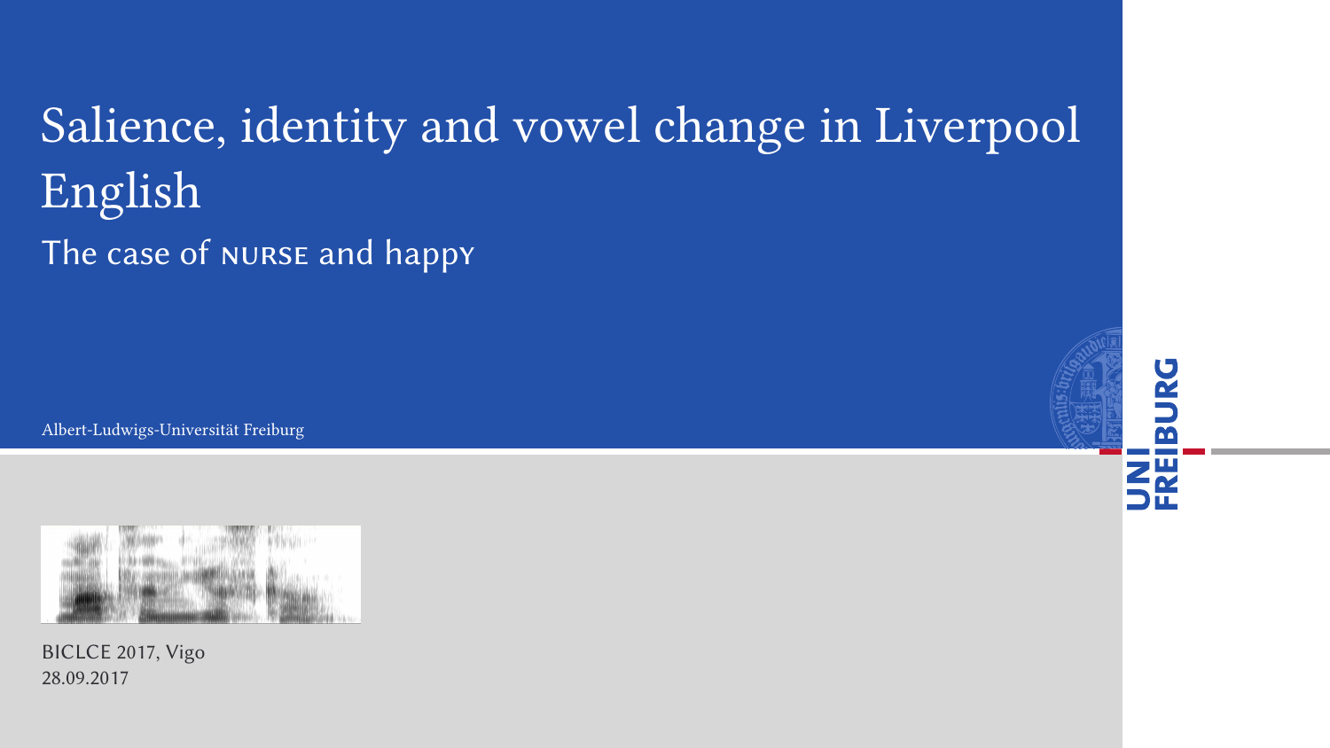# Salience, identity and vowel change in Liverpool English

## The case of NURSE and happY

Albert-Ludwigs-Universität Freiburg

BICLCE 2017, Vigo
28.09.2017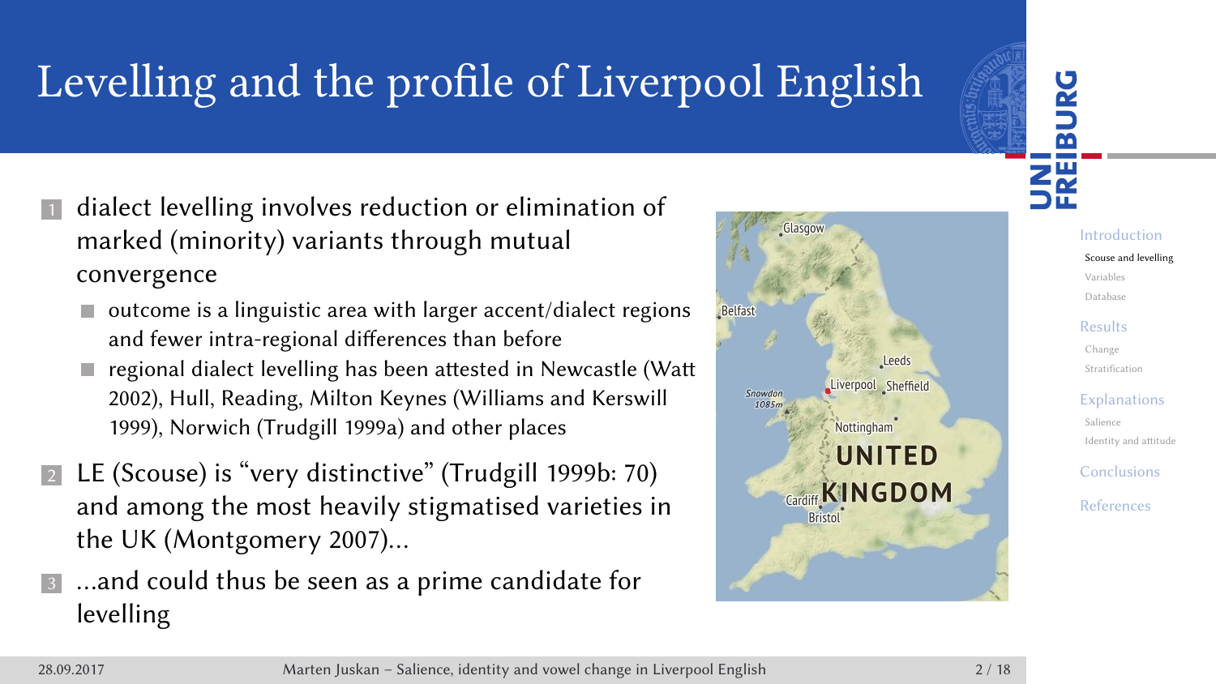# Levelling and the profile of Liverpool English

1. dialect levelling involves reduction or elimination of marked (minority) variants through mutual convergence
   - outcome is a linguistic area with larger accent/dialect regions and fewer intra-regional differences than before
   - regional dialect levelling has been attested in Newcastle (Watt 2002), Hull, Reading, Milton Keynes (Williams and Kerswill 1999), Norwich (Trudgill 1999a) and other places
2. LE (Scouse) is "very distinctive" (Trudgill 1999b: 70) and among the most heavily stigmatised varieties in the UK (Montgomery 2007)...
3. ...and could thus be seen as a prime candidate for levelling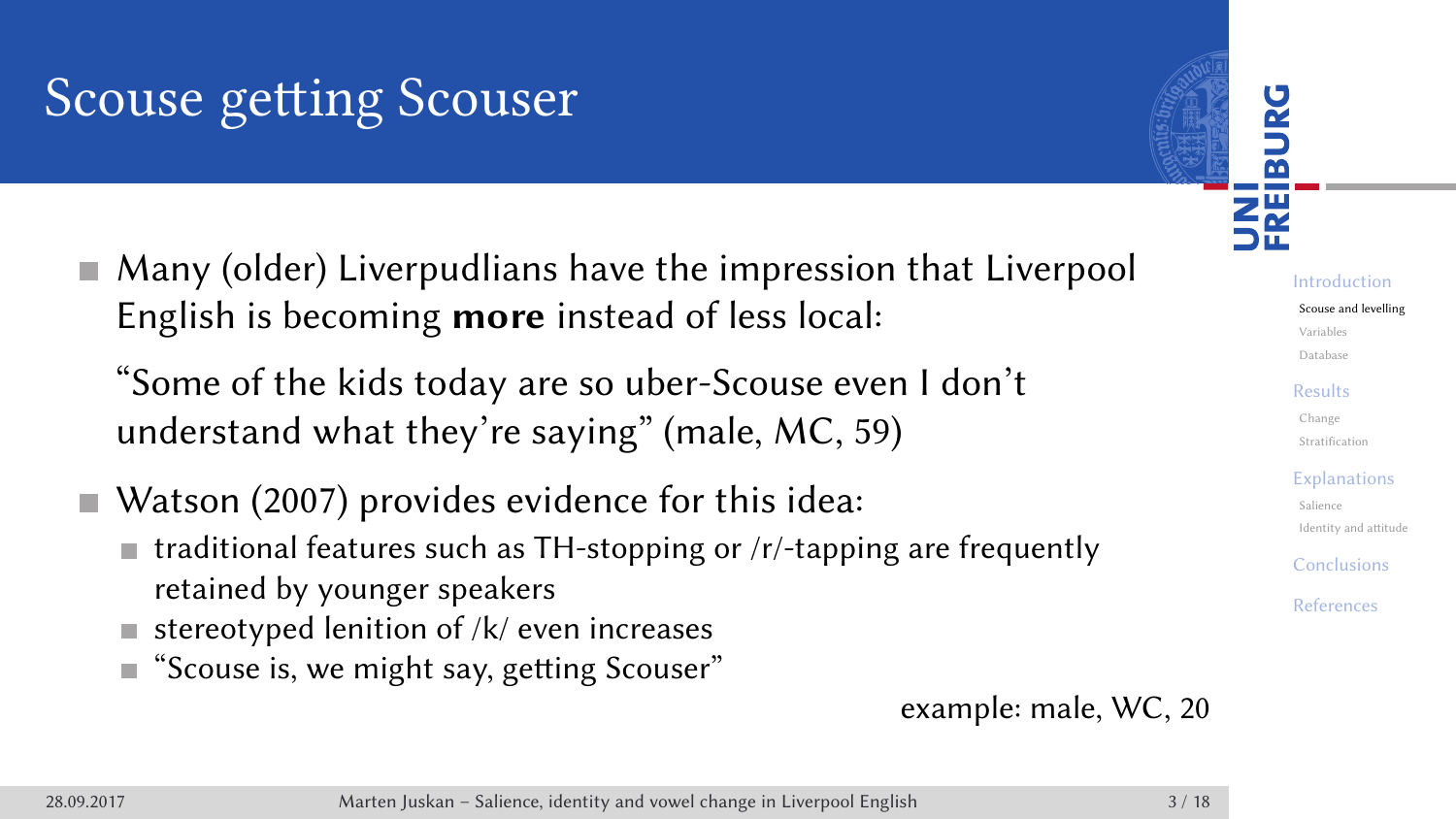# Scouse getting Scouser

- Many (older) Liverpudlians have the impression that Liverpool English is becoming **more** instead of less local:

  "Some of the kids today are so uber-Scouse even I don't understand what they're saying" (male, MC, 59)

- Watson (2007) provides evidence for this idea:
  - traditional features such as TH-stopping or /r/-tapping are frequently retained by younger speakers
  - stereotyped lenition of /k/ even increases
  - "Scouse is, we might say, getting Scouser"

example: male, WC, 20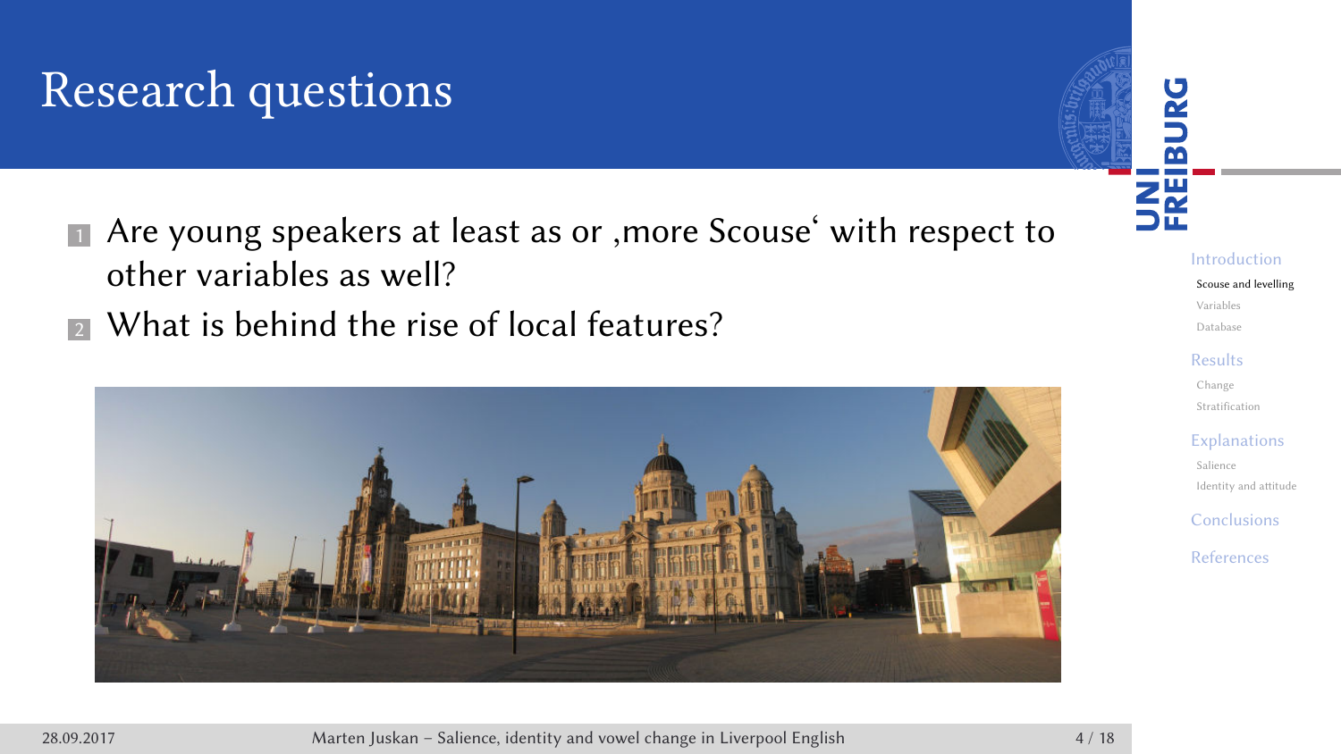# Research questions

1. Are young speakers at least as or ‚more Scouse‘ with respect to other variables as well?
2. What is behind the rise of local features?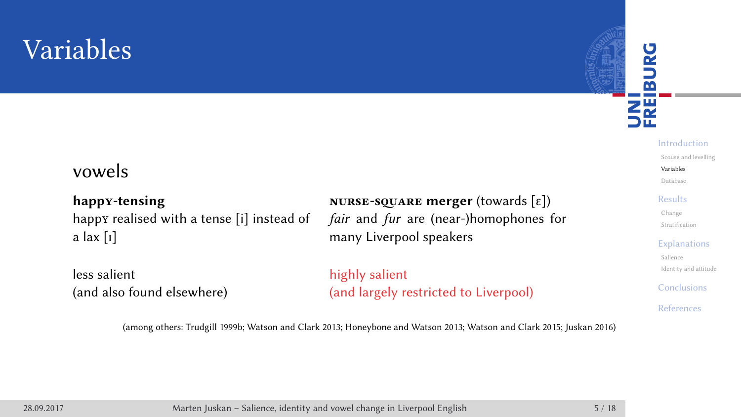# Variables

## vowels

**happY-tensing**
happY realised with a tense [i] instead of a lax [ɪ]

less salient
(and also found elsewhere)

**NURSE-SQUARE merger** (towards [ɛ])
*fair* and *fur* are (near-)homophones for many Liverpool speakers

highly salient
(and largely restricted to Liverpool)

(among others: Trudgill 1999b; Watson and Clark 2013; Honeybone and Watson 2013; Watson and Clark 2015; Juskan 2016)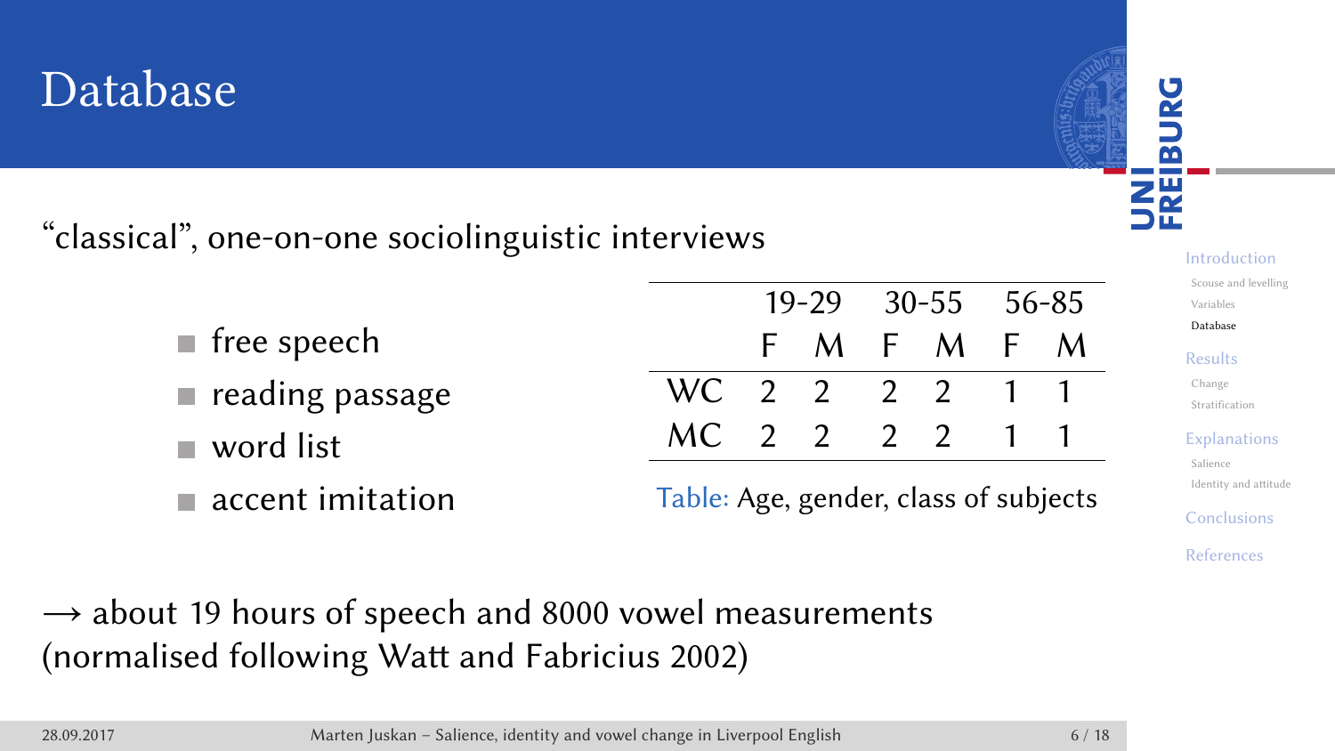# Database

“classical”, one-on-one sociolinguistic interviews

- free speech
- reading passage
- word list
- accent imitation

| | 19-29 | | 30-55 | | 56-85 | |
|---|---|---|---|---|---|---|
| | F | M | F | M | F | M |
| WC | 2 | 2 | 2 | 2 | 1 | 1 |
| MC | 2 | 2 | 2 | 2 | 1 | 1 |

Table: Age, gender, class of subjects

→ about 19 hours of speech and 8000 vowel measurements (normalised following Watt and Fabricius 2002)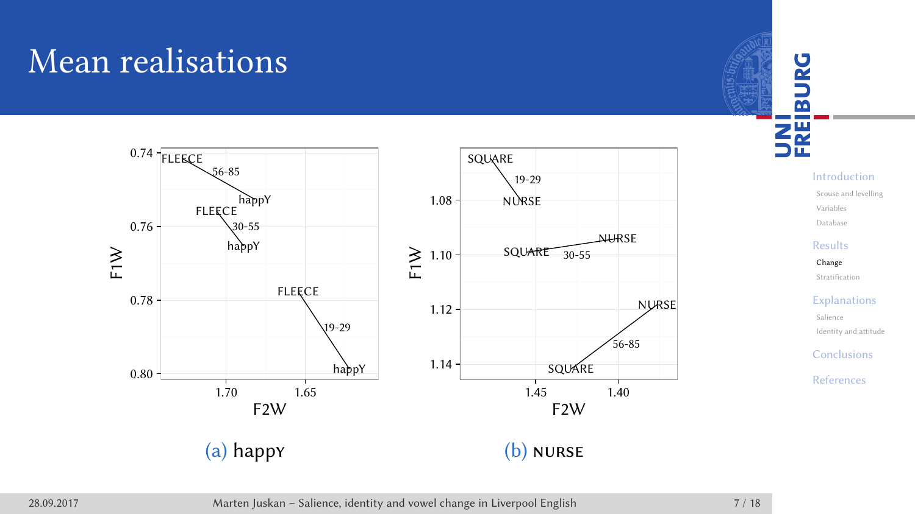# Mean realisations

(a) happy

(b) NURSE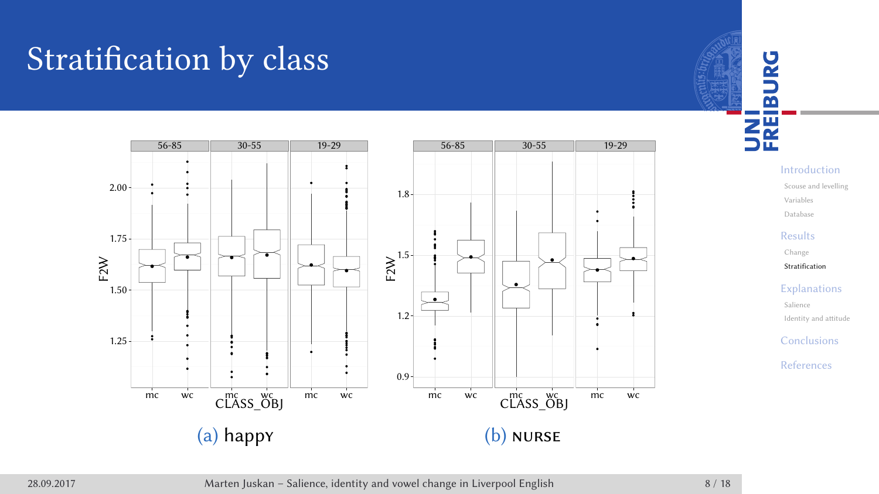# Stratification by class

(a) happY

(b) NURSE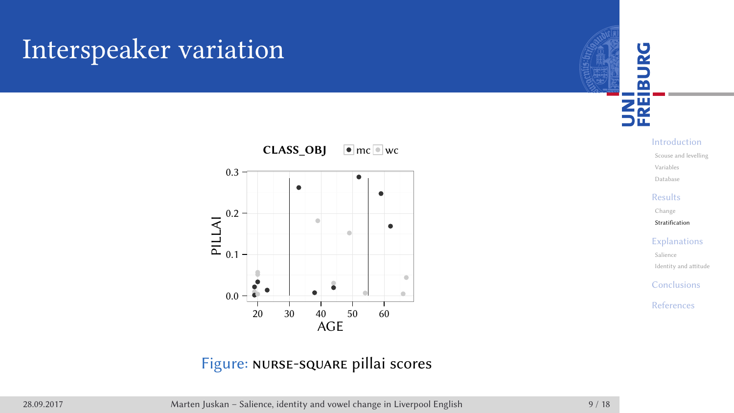# Interspeaker variation

Figure: NURSE-SQUARE pillai scores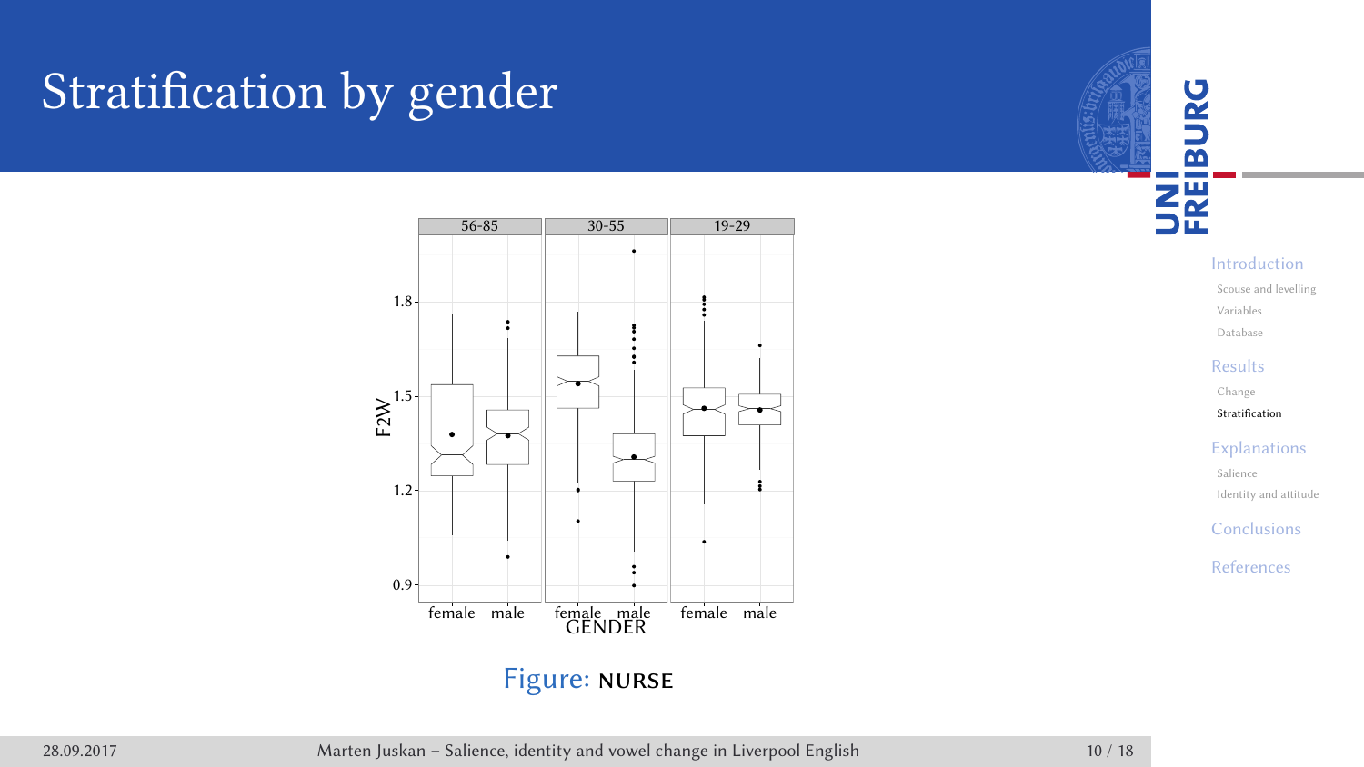# Stratification by gender

Figure: NURSE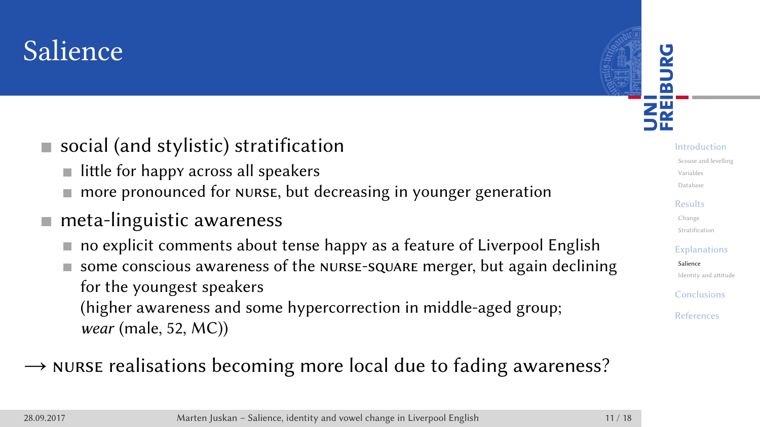# Salience

- social (and stylistic) stratification
  - little for happy across all speakers
  - more pronounced for NURSE, but decreasing in younger generation
- meta-linguitic awareness
  - no explicit comments about tense happy as a feature of Liverpool English
  - some conscious awareness of the NURSE-SQUARE merger, but again declining for the youngest speakers
    (higher awareness and some hypercorrection in middle-aged group; *wear* (male, 52, MC))

→ NURSE realisations becoming more local due to fading awareness?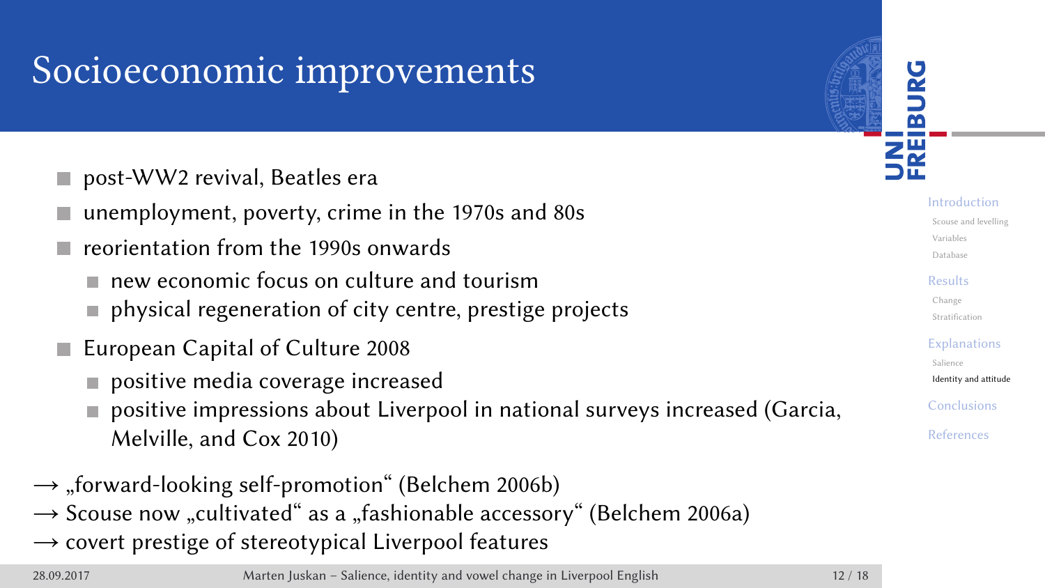# Socioeconomic improvements

- post-WW2 revival, Beatles era
- unemployment, poverty, crime in the 1970s and 80s
- reorientation from the 1990s onwards
  - new economic focus on culture and tourism
  - physical regeneration of city centre, prestige projects
- European Capital of Culture 2008
  - positive media coverage increased
  - positive impressions about Liverpool in national surveys increased (Garcia, Melville, and Cox 2010)

→ „forward-looking self-promotion“ (Belchem 2006b)
→ Scouse now „cultivated“ as a „fashionable accessory“ (Belchem 2006a)
→ covert prestige of stereotypical Liverpool features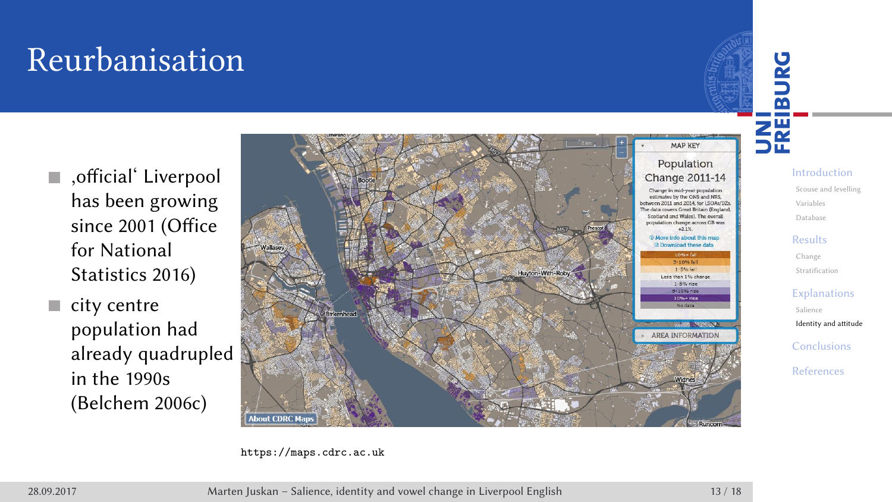# Reurbanisation

- ‚official' Liverpool has been growing since 2001 (Office for National Statistics 2016)
- city centre population had already quadrupled in the 1990s (Belchem 2006c)

https://maps.cdrc.ac.uk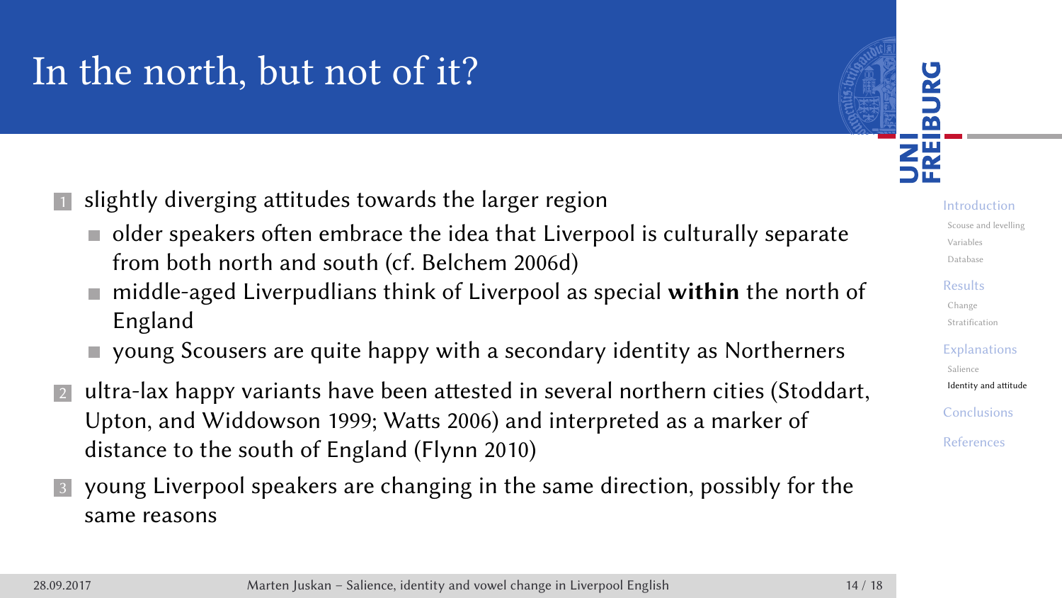# In the north, but not of it?

1. slightly diverging attitudes towards the larger region
   - older speakers often embrace the idea that Liverpool is culturally separate from both north and south (cf. Belchem 2006d)
   - middle-aged Liverpudlians think of Liverpool as special **within** the north of England
   - young Scousers are quite happy with a secondary identity as Northerners
2. ultra-lax happY variants have been attested in several northern cities (Stoddart, Upton, and Widdowson 1999; Watts 2006) and interpreted as a marker of distance to the south of England (Flynn 2010)
3. young Liverpool speakers are changing in the same direction, possibly for the same reasons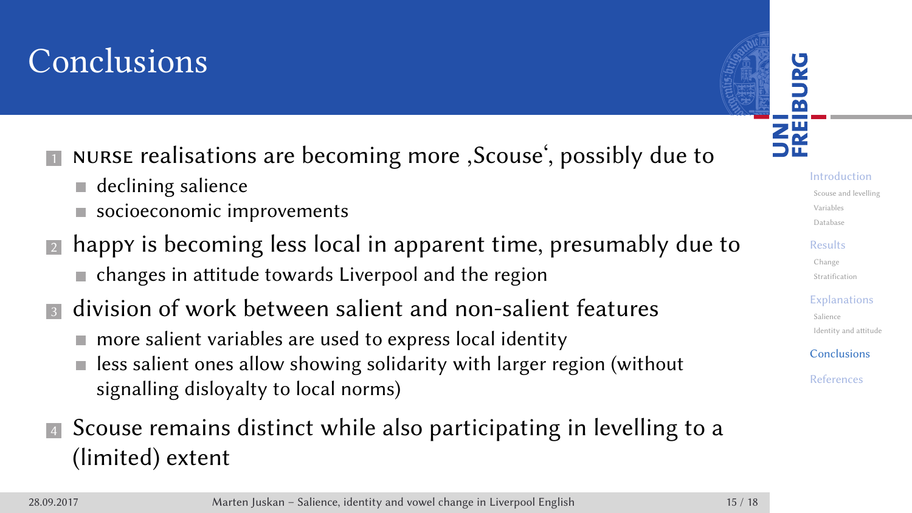# Conclusions

1. NURSE realisations are becoming more ‚Scouse', possibly due to
   - declining salience
   - socioeconomic improvements
2. happY is becoming less local in apparent time, presumably due to
   - changes in attitude towards Liverpool and the region
3. division of work between salient and non-salient features
   - more salient variables are used to express local identity
   - less salient ones allow showing solidarity with larger region (without signalling disloyalty to local norms)
4. Scouse remains distinct while also participating in levelling to a (limited) extent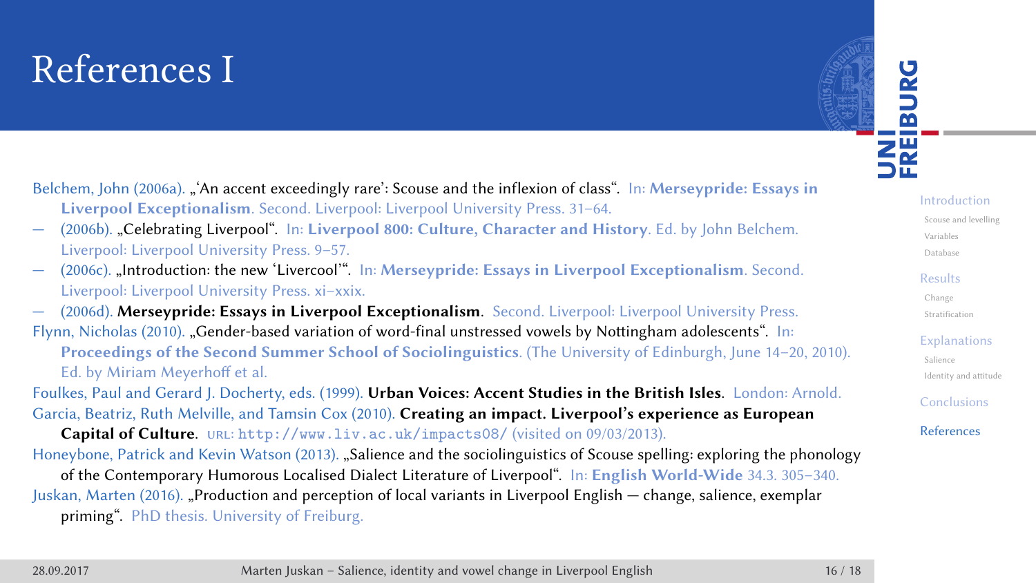# References I

Belchem, John (2006a). „'An accent exceedingly rare': Scouse and the inflexion of class". In: **Merseypride: Essays in Liverpool Exceptionalism**. Second. Liverpool: Liverpool University Press. 31–64.

— (2006b). „Celebrating Liverpool". In: **Liverpool 800: Culture, Character and History**. Ed. by John Belchem. Liverpool: Liverpool University Press. 9–57.

— (2006c). „Introduction: the new 'Livercool'". In: **Merseypride: Essays in Liverpool Exceptionalism**. Second. Liverpool: Liverpool University Press. xi–xxix.

— (2006d). **Merseypride: Essays in Liverpool Exceptionalism**. Second. Liverpool: Liverpool University Press.

Flynn, Nicholas (2010). „Gender-based variation of word-final unstressed vowels by Nottingham adolescents". In: **Proceedings of the Second Summer School of Sociolinguistics**. (The University of Edinburgh, June 14–20, 2010). Ed. by Miriam Meyerhoff et al.

Foulkes, Paul and Gerard J. Docherty, eds. (1999). **Urban Voices: Accent Studies in the British Isles**. London: Arnold.

Garcia, Beatriz, Ruth Melville, and Tamsin Cox (2010). **Creating an impact. Liverpool's experience as European Capital of Culture**. URL: http://www.liv.ac.uk/impacts08/ (visited on 09/03/2013).

Honeybone, Patrick and Kevin Watson (2013). „Salience and the sociolinguistics of Scouse spelling: exploring the phonology of the Contemporary Humorous Localised Dialect Literature of Liverpool". In: **English World-Wide** 34.3. 305–340.

Juskan, Marten (2016). „Production and perception of local variants in Liverpool English — change, salience, exemplar priming". PhD thesis. University of Freiburg.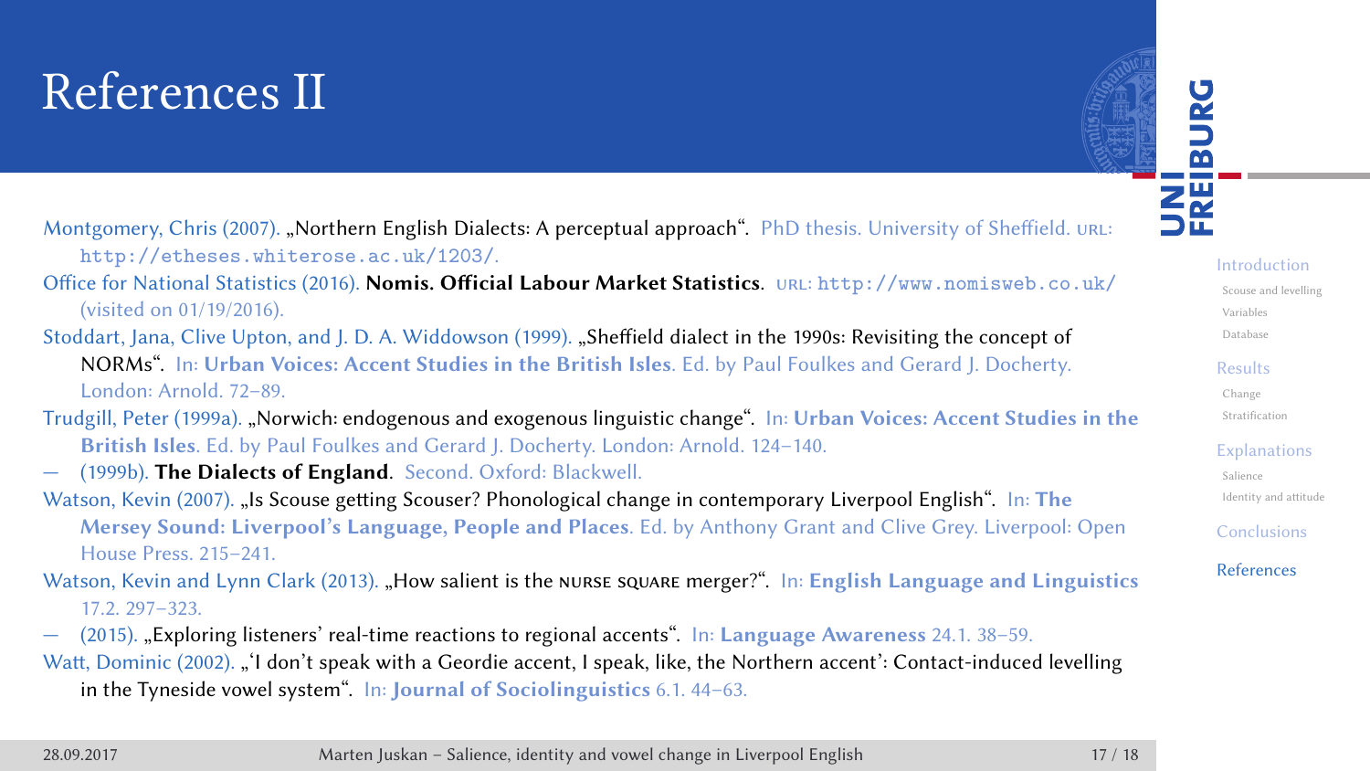# References II

Montgomery, Chris (2007). „Northern English Dialects: A perceptual approach". PhD thesis. University of Sheffield. URL: http://etheses.whiterose.ac.uk/1203/.

Office for National Statistics (2016). **Nomis. Official Labour Market Statistics**. URL: http://www.nomisweb.co.uk/ (visited on 01/19/2016).

Stoddart, Jana, Clive Upton, and J. D. A. Widdowson (1999). „Sheffield dialect in the 1990s: Revisiting the concept of NORMs". In: **Urban Voices: Accent Studies in the British Isles**. Ed. by Paul Foulkes and Gerard J. Docherty. London: Arnold. 72–89.

Trudgill, Peter (1999a). „Norwich: endogenous and exogenous linguistic change". In: **Urban Voices: Accent Studies in the British Isles**. Ed. by Paul Foulkes and Gerard J. Docherty. London: Arnold. 124–140.

— (1999b). **The Dialects of England**. Second. Oxford: Blackwell.

Watson, Kevin (2007). „Is Scouse getting Scouser? Phonological change in contemporary Liverpool English". In: **The Mersey Sound: Liverpool's Language, People and Places**. Ed. by Anthony Grant and Clive Grey. Liverpool: Open House Press. 215–241.

Watson, Kevin and Lynn Clark (2013). „How salient is the NURSE SQUARE merger?". In: **English Language and Linguistics** 17.2. 297–323.

— (2015). „Exploring listeners' real-time reactions to regional accents". In: **Language Awareness** 24.1. 38–59.

Watt, Dominic (2002). „'I don't speak with a Geordie accent, I speak, like, the Northern accent': Contact-induced levelling in the Tyneside vowel system". In: **Journal of Sociolinguistics** 6.1. 44–63.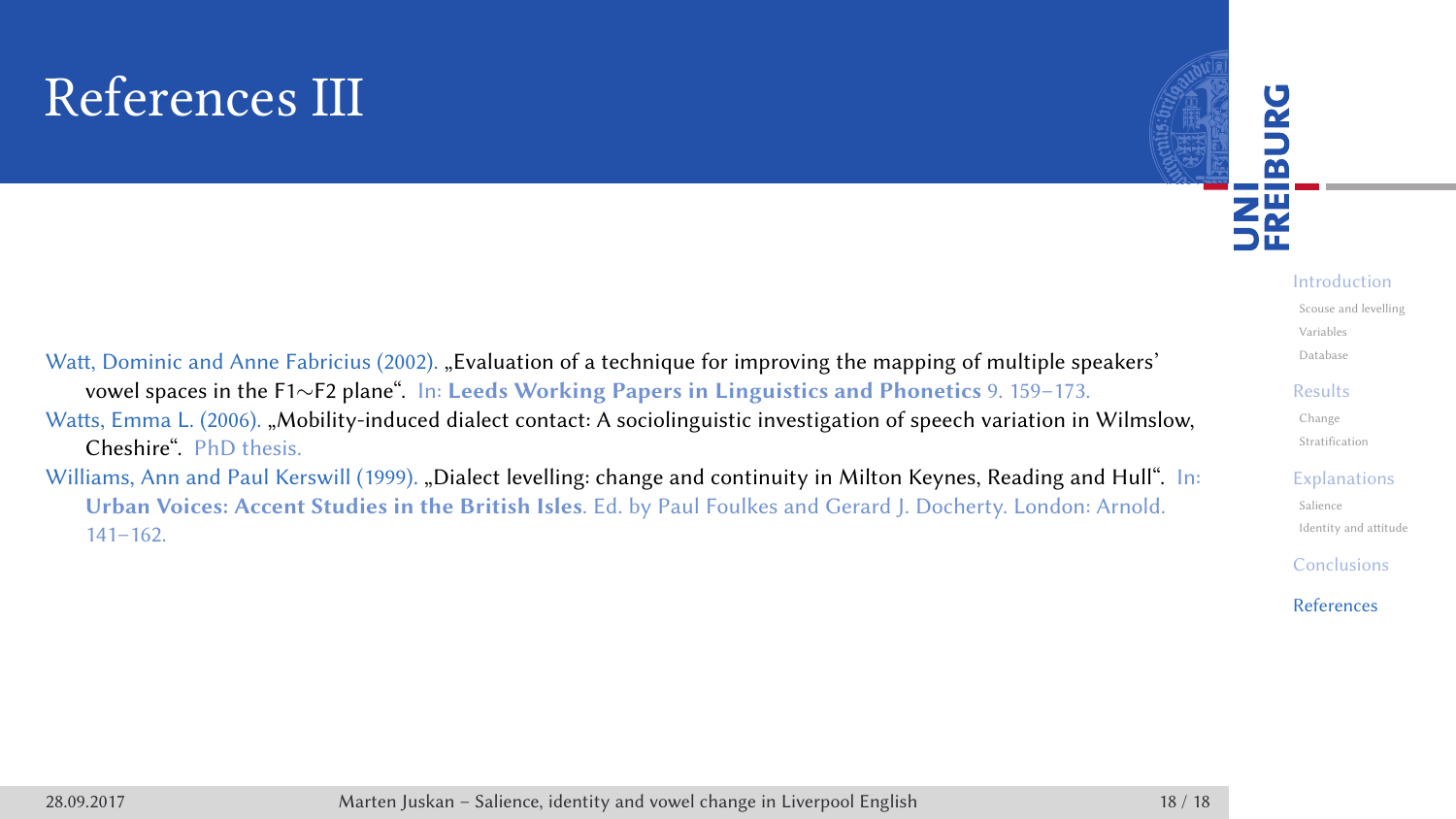# References III

Watt, Dominic and Anne Fabricius (2002). „Evaluation of a technique for improving the mapping of multiple speakers' vowel spaces in the F1∼F2 plane". In: **Leeds Working Papers in Linguistics and Phonetics** 9. 159–173.

Watts, Emma L. (2006). „Mobility-induced dialect contact: A sociolinguistic investigation of speech variation in Wilmslow, Cheshire". PhD thesis.

Williams, Ann and Paul Kerswill (1999). „Dialect levelling: change and continuity in Milton Keynes, Reading and Hull". In: **Urban Voices: Accent Studies in the British Isles**. Ed. by Paul Foulkes and Gerard J. Docherty. London: Arnold. 141–162.